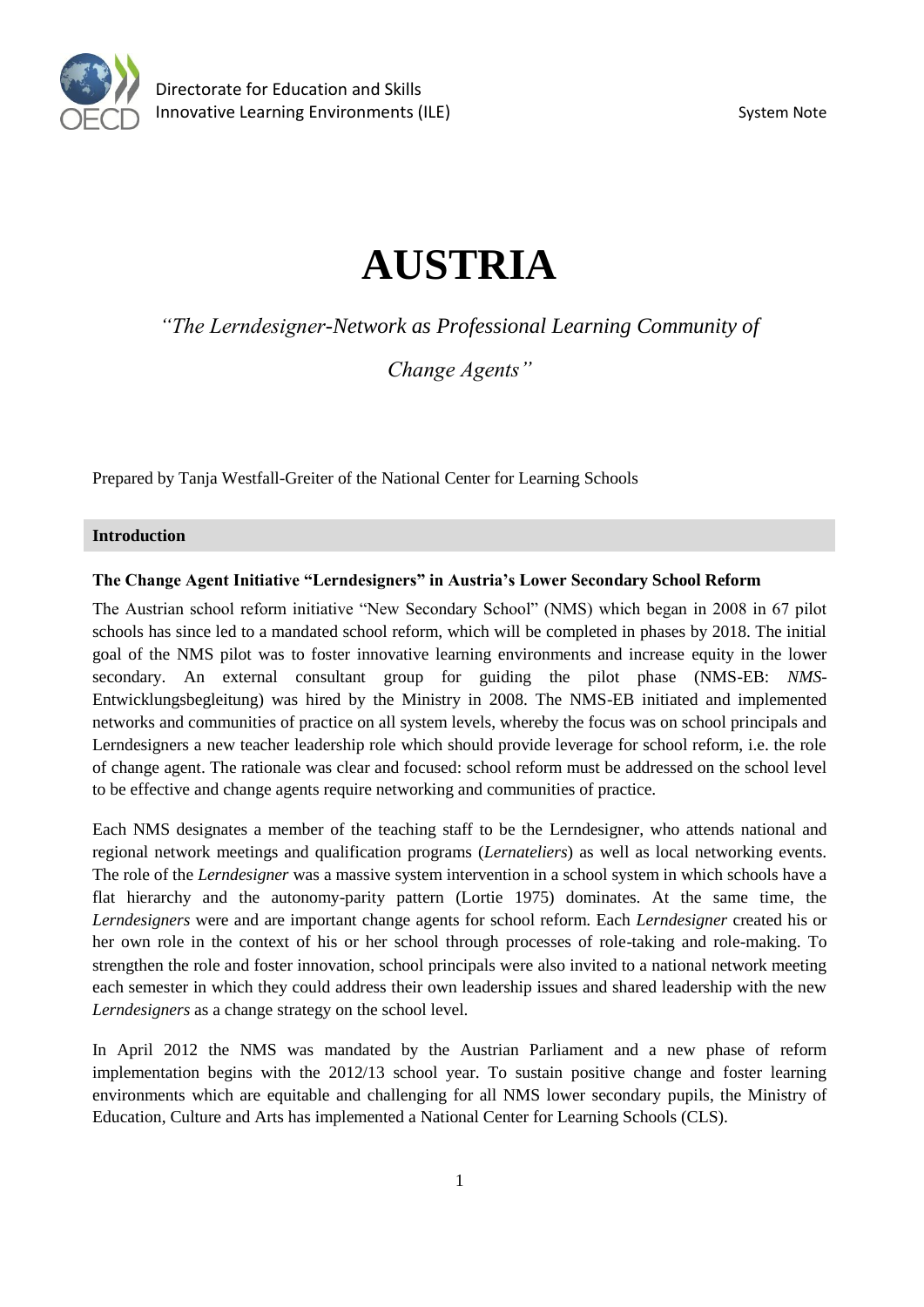Directorate for Education and Skills
Innovative Learning Environments (ILE)

System Note

# AUSTRIA

*"The Lerndesigner-Network as Professional Learning Community of Change Agents"*

Prepared by Tanja Westfall-Greiter of the National Center for Learning Schools

## Introduction

### The Change Agent Initiative "Lerndesigners" in Austria's Lower Secondary School Reform

The Austrian school reform initiative "New Secondary School" (NMS) which began in 2008 in 67 pilot schools has since led to a mandated school reform, which will be completed in phases by 2018. The initial goal of the NMS pilot was to foster innovative learning environments and increase equity in the lower secondary. An external consultant group for guiding the pilot phase (NMS-EB: *NMS*-Entwicklungsbegleitung) was hired by the Ministry in 2008. The NMS-EB initiated and implemented networks and communities of practice on all system levels, whereby the focus was on school principals and Lerndesigners a new teacher leadership role which should provide leverage for school reform, i.e. the role of change agent. The rationale was clear and focused: school reform must be addressed on the school level to be effective and change agents require networking and communities of practice.

Each NMS designates a member of the teaching staff to be the Lerndesigner, who attends national and regional network meetings and qualification programs (*Lernateliers*) as well as local networking events. The role of the *Lerndesigner* was a massive system intervention in a school system in which schools have a flat hierarchy and the autonomy-parity pattern (Lortie 1975) dominates. At the same time, the *Lerndesigners* were and are important change agents for school reform. Each *Lerndesigner* created his or her own role in the context of his or her school through processes of role-taking and role-making. To strengthen the role and foster innovation, school principals were also invited to a national network meeting each semester in which they could address their own leadership issues and shared leadership with the new *Lerndesigners* as a change strategy on the school level.

In April 2012 the NMS was mandated by the Austrian Parliament and a new phase of reform implementation begins with the 2012/13 school year. To sustain positive change and foster learning environments which are equitable and challenging for all NMS lower secondary pupils, the Ministry of Education, Culture and Arts has implemented a National Center for Learning Schools (CLS).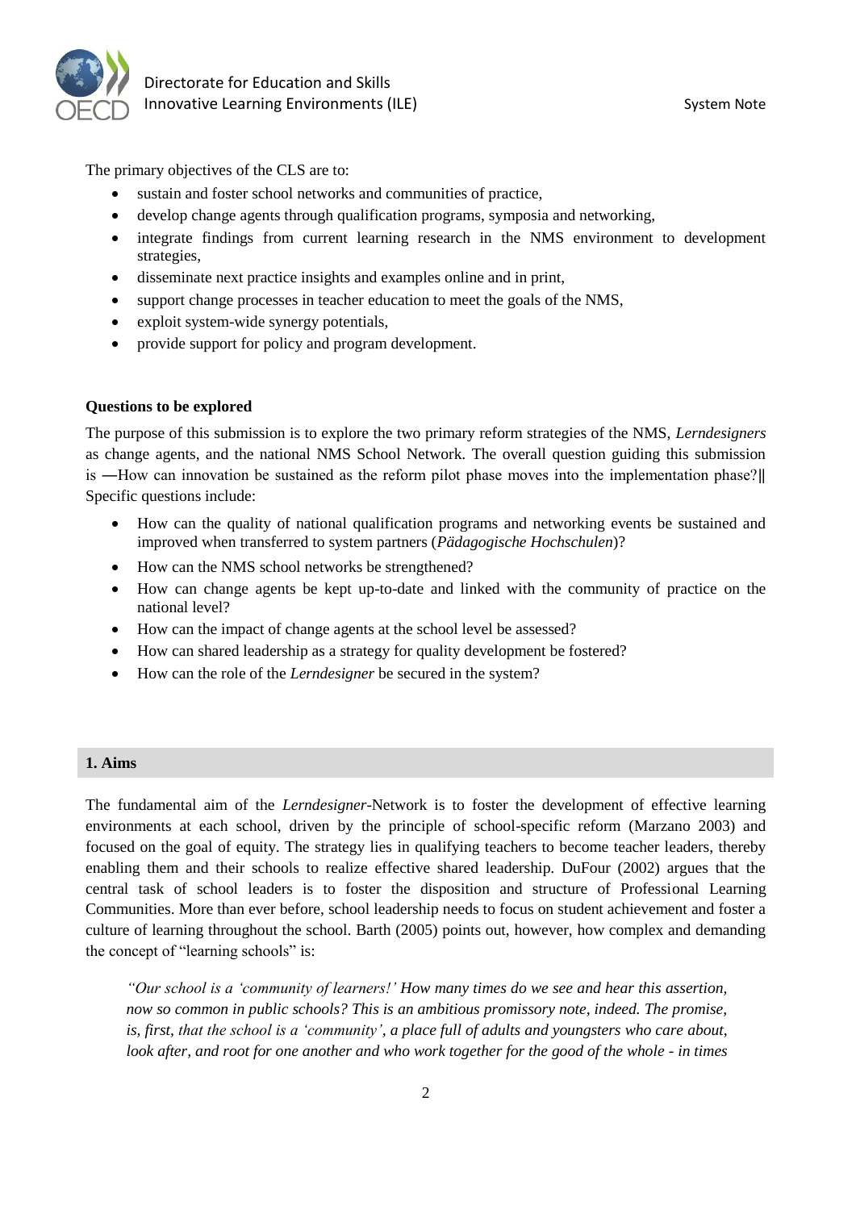The primary objectives of the CLS are to:

- sustain and foster school networks and communities of practice,
- develop change agents through qualification programs, symposia and networking,
- integrate findings from current learning research in the NMS environment to development strategies,
- disseminate next practice insights and examples online and in print,
- support change processes in teacher education to meet the goals of the NMS,
- exploit system-wide synergy potentials,
- provide support for policy and program development.

**Questions to be explored**

The purpose of this submission is to explore the two primary reform strategies of the NMS, *Lerndesigners* as change agents, and the national NMS School Network. The overall question guiding this submission is ―How can innovation be sustained as the reform pilot phase moves into the implementation phase?‖ Specific questions include:

- How can the quality of national qualification programs and networking events be sustained and improved when transferred to system partners (*Pädagogische Hochschulen*)?
- How can the NMS school networks be strengthened?
- How can change agents be kept up-to-date and linked with the community of practice on the national level?
- How can the impact of change agents at the school level be assessed?
- How can shared leadership as a strategy for quality development be fostered?
- How can the role of the *Lerndesigner* be secured in the system?

## 1. Aims

The fundamental aim of the *Lerndesigner*-Network is to foster the development of effective learning environments at each school, driven by the principle of school-specific reform (Marzano 2003) and focused on the goal of equity. The strategy lies in qualifying teachers to become teacher leaders, thereby enabling them and their schools to realize effective shared leadership. DuFour (2002) argues that the central task of school leaders is to foster the disposition and structure of Professional Learning Communities. More than ever before, school leadership needs to focus on student achievement and foster a culture of learning throughout the school. Barth (2005) points out, however, how complex and demanding the concept of "learning schools" is:

> *"Our school is a 'community of learners!' How many times do we see and hear this assertion, now so common in public schools? This is an ambitious promissory note, indeed. The promise, is, first, that the school is a 'community', a place full of adults and youngsters who care about, look after, and root for one another and who work together for the good of the whole - in times*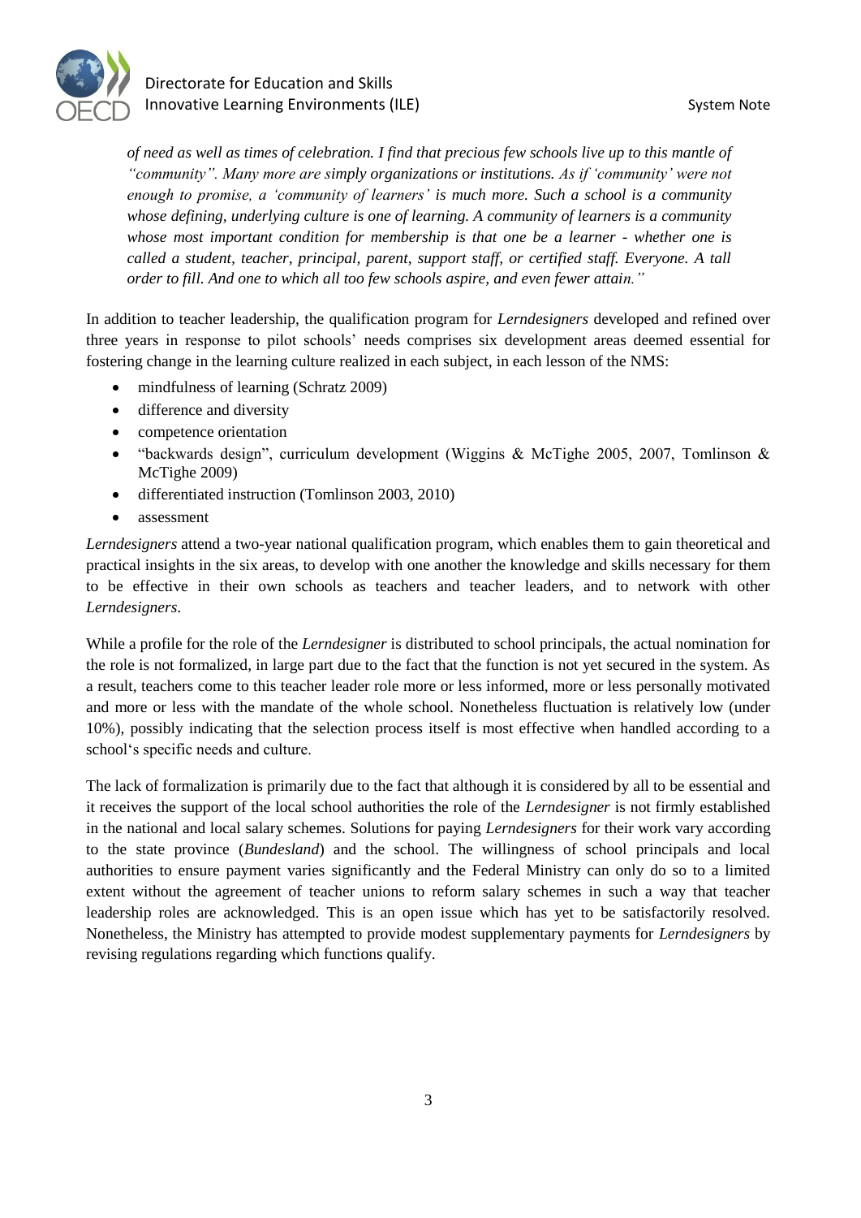*of need as well as times of celebration. I find that precious few schools live up to this mantle of "community". Many more are simply organizations or institutions. As if 'community' were not enough to promise, a 'community of learners' is much more. Such a school is a community whose defining, underlying culture is one of learning. A community of learners is a community whose most important condition for membership is that one be a learner - whether one is called a student, teacher, principal, parent, support staff, or certified staff. Everyone. A tall order to fill. And one to which all too few schools aspire, and even fewer attain."*

In addition to teacher leadership, the qualification program for *Lerndesigners* developed and refined over three years in response to pilot schools' needs comprises six development areas deemed essential for fostering change in the learning culture realized in each subject, in each lesson of the NMS:

- mindfulness of learning (Schratz 2009)
- difference and diversity
- competence orientation
- "backwards design", curriculum development (Wiggins & McTighe 2005, 2007, Tomlinson & McTighe 2009)
- differentiated instruction (Tomlinson 2003, 2010)
- assessment

*Lerndesigners* attend a two-year national qualification program, which enables them to gain theoretical and practical insights in the six areas, to develop with one another the knowledge and skills necessary for them to be effective in their own schools as teachers and teacher leaders, and to network with other *Lerndesigners*.

While a profile for the role of the *Lerndesigner* is distributed to school principals, the actual nomination for the role is not formalized, in large part due to the fact that the function is not yet secured in the system. As a result, teachers come to this teacher leader role more or less informed, more or less personally motivated and more or less with the mandate of the whole school. Nonetheless fluctuation is relatively low (under 10%), possibly indicating that the selection process itself is most effective when handled according to a school's specific needs and culture.

The lack of formalization is primarily due to the fact that although it is considered by all to be essential and it receives the support of the local school authorities the role of the *Lerndesigner* is not firmly established in the national and local salary schemes. Solutions for paying *Lerndesigners* for their work vary according to the state province (*Bundesland*) and the school. The willingness of school principals and local authorities to ensure payment varies significantly and the Federal Ministry can only do so to a limited extent without the agreement of teacher unions to reform salary schemes in such a way that teacher leadership roles are acknowledged. This is an open issue which has yet to be satisfactorily resolved. Nonetheless, the Ministry has attempted to provide modest supplementary payments for *Lerndesigners* by revising regulations regarding which functions qualify.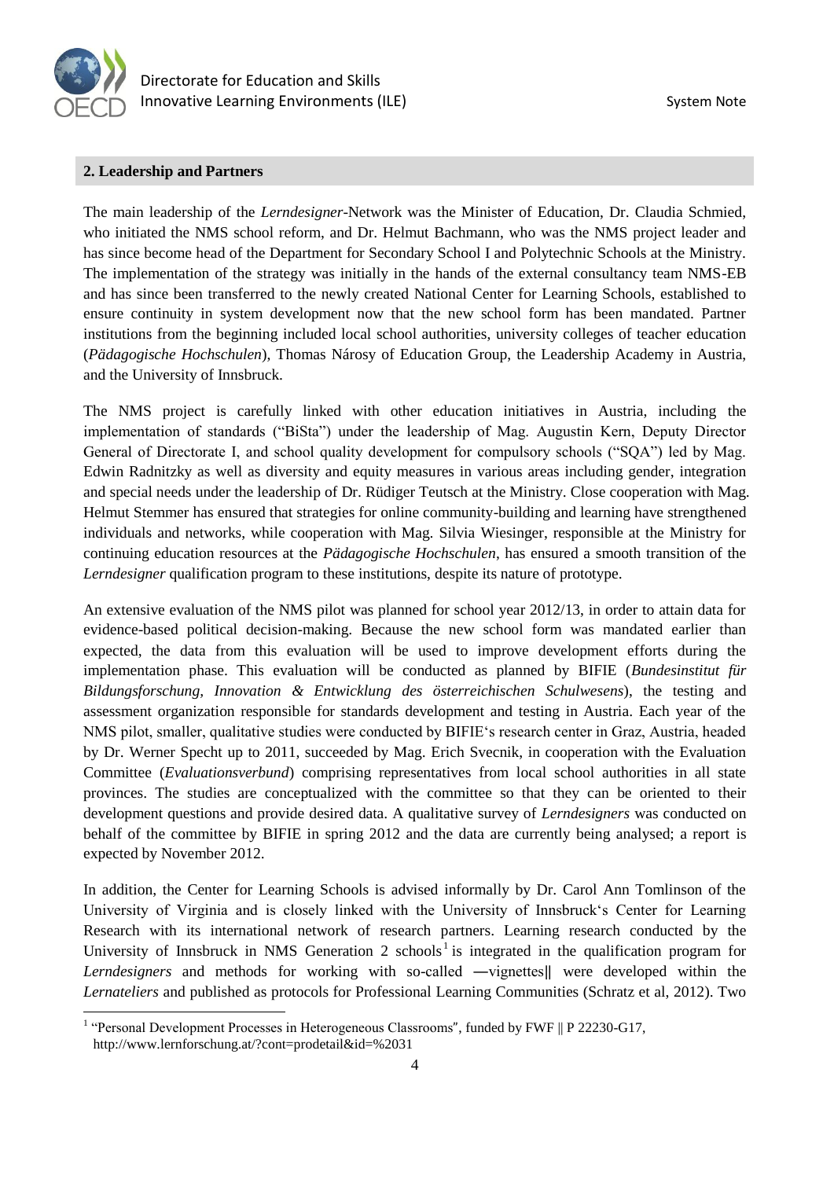## 2. Leadership and Partners

The main leadership of the *Lerndesigner*-Network was the Minister of Education, Dr. Claudia Schmied, who initiated the NMS school reform, and Dr. Helmut Bachmann, who was the NMS project leader and has since become head of the Department for Secondary School I and Polytechnic Schools at the Ministry. The implementation of the strategy was initially in the hands of the external consultancy team NMS-EB and has since been transferred to the newly created National Center for Learning Schools, established to ensure continuity in system development now that the new school form has been mandated. Partner institutions from the beginning included local school authorities, university colleges of teacher education (*Pädagogische Hochschulen*), Thomas Nárosy of Education Group, the Leadership Academy in Austria, and the University of Innsbruck.

The NMS project is carefully linked with other education initiatives in Austria, including the implementation of standards ("BiSta") under the leadership of Mag. Augustin Kern, Deputy Director General of Directorate I, and school quality development for compulsory schools ("SQA") led by Mag. Edwin Radnitzky as well as diversity and equity measures in various areas including gender, integration and special needs under the leadership of Dr. Rüdiger Teutsch at the Ministry. Close cooperation with Mag. Helmut Stemmer has ensured that strategies for online community-building and learning have strengthened individuals and networks, while cooperation with Mag. Silvia Wiesinger, responsible at the Ministry for continuing education resources at the *Pädagogische Hochschulen*, has ensured a smooth transition of the *Lerndesigner* qualification program to these institutions, despite its nature of prototype.

An extensive evaluation of the NMS pilot was planned for school year 2012/13, in order to attain data for evidence-based political decision-making. Because the new school form was mandated earlier than expected, the data from this evaluation will be used to improve development efforts during the implementation phase. This evaluation will be conducted as planned by BIFIE (*Bundesinstitut für Bildungsforschung, Innovation & Entwicklung des österreichischen Schulwesens*), the testing and assessment organization responsible for standards development and testing in Austria. Each year of the NMS pilot, smaller, qualitative studies were conducted by BIFIE's research center in Graz, Austria, headed by Dr. Werner Specht up to 2011, succeeded by Mag. Erich Svecnik, in cooperation with the Evaluation Committee (*Evaluationsverbund*) comprising representatives from local school authorities in all state provinces. The studies are conceptualized with the committee so that they can be oriented to their development questions and provide desired data. A qualitative survey of *Lerndesigners* was conducted on behalf of the committee by BIFIE in spring 2012 and the data are currently being analysed; a report is expected by November 2012.

In addition, the Center for Learning Schools is advised informally by Dr. Carol Ann Tomlinson of the University of Virginia and is closely linked with the University of Innsbruck's Center for Learning Research with its international network of research partners. Learning research conducted by the University of Innsbruck in NMS Generation 2 schools[1] is integrated in the qualification program for *Lerndesigners* and methods for working with so-called ―vignettes‖ were developed within the *Lernateliers* and published as protocols for Professional Learning Communities (Schratz et al, 2012). Two

[1] "Personal Development Processes in Heterogeneous Classrooms", funded by FWF || P 22230-G17, http://www.lernforschung.at/?cont=prodetail&id=%2031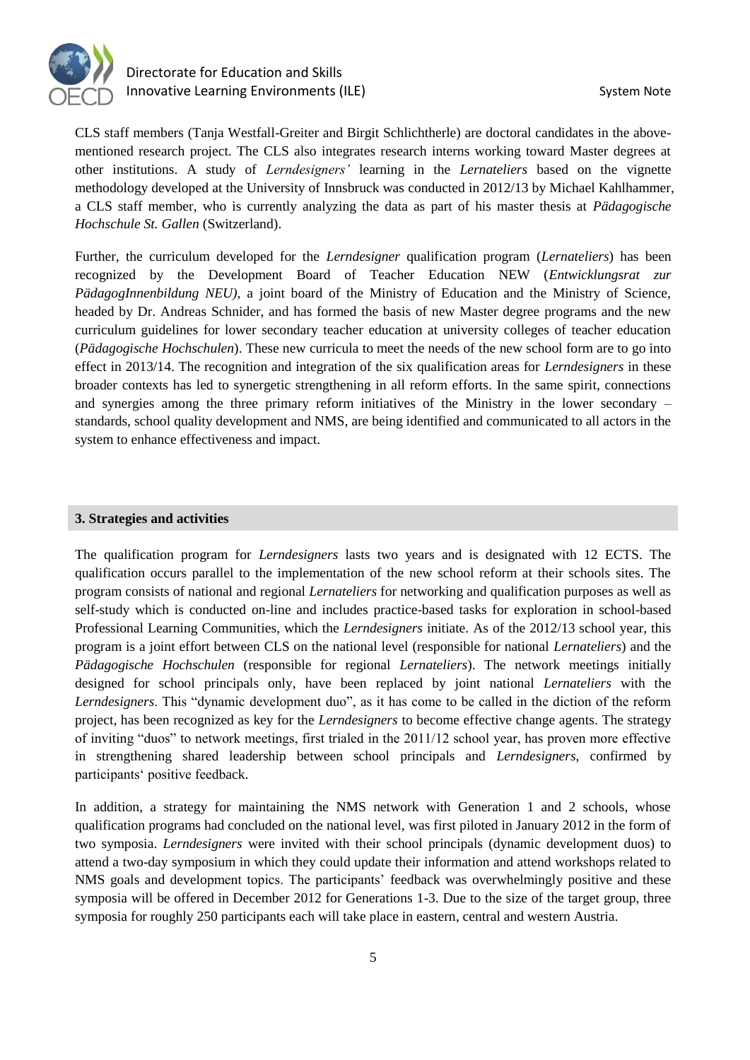CLS staff members (Tanja Westfall-Greiter and Birgit Schlichtherle) are doctoral candidates in the above-mentioned research project. The CLS also integrates research interns working toward Master degrees at other institutions. A study of *Lerndesigners'* learning in the *Lernateliers* based on the vignette methodology developed at the University of Innsbruck was conducted in 2012/13 by Michael Kahlhammer, a CLS staff member, who is currently analyzing the data as part of his master thesis at *Pädagogische Hochschule St. Gallen* (Switzerland).

Further, the curriculum developed for the *Lerndesigner* qualification program (*Lernateliers*) has been recognized by the Development Board of Teacher Education NEW (*Entwicklungsrat zur PädagogInnenbildung NEU)*, a joint board of the Ministry of Education and the Ministry of Science, headed by Dr. Andreas Schnider, and has formed the basis of new Master degree programs and the new curriculum guidelines for lower secondary teacher education at university colleges of teacher education (*Pädagogische Hochschulen*). These new curricula to meet the needs of the new school form are to go into effect in 2013/14. The recognition and integration of the six qualification areas for *Lerndesigners* in these broader contexts has led to synergetic strengthening in all reform efforts. In the same spirit, connections and synergies among the three primary reform initiatives of the Ministry in the lower secondary – standards, school quality development and NMS, are being identified and communicated to all actors in the system to enhance effectiveness and impact.

## 3. Strategies and activities

The qualification program for *Lerndesigners* lasts two years and is designated with 12 ECTS. The qualification occurs parallel to the implementation of the new school reform at their schools sites. The program consists of national and regional *Lernateliers* for networking and qualification purposes as well as self-study which is conducted on-line and includes practice-based tasks for exploration in school-based Professional Learning Communities, which the *Lerndesigners* initiate. As of the 2012/13 school year, this program is a joint effort between CLS on the national level (responsible for national *Lernateliers*) and the *Pädagogische Hochschulen* (responsible for regional *Lernateliers*). The network meetings initially designed for school principals only, have been replaced by joint national *Lernateliers* with the *Lerndesigners*. This "dynamic development duo", as it has come to be called in the diction of the reform project, has been recognized as key for the *Lerndesigners* to become effective change agents. The strategy of inviting "duos" to network meetings, first trialed in the 2011/12 school year, has proven more effective in strengthening shared leadership between school principals and *Lerndesigners*, confirmed by participants' positive feedback.

In addition, a strategy for maintaining the NMS network with Generation 1 and 2 schools, whose qualification programs had concluded on the national level, was first piloted in January 2012 in the form of two symposia. *Lerndesigners* were invited with their school principals (dynamic development duos) to attend a two-day symposium in which they could update their information and attend workshops related to NMS goals and development topics. The participants' feedback was overwhelmingly positive and these symposia will be offered in December 2012 for Generations 1-3. Due to the size of the target group, three symposia for roughly 250 participants each will take place in eastern, central and western Austria.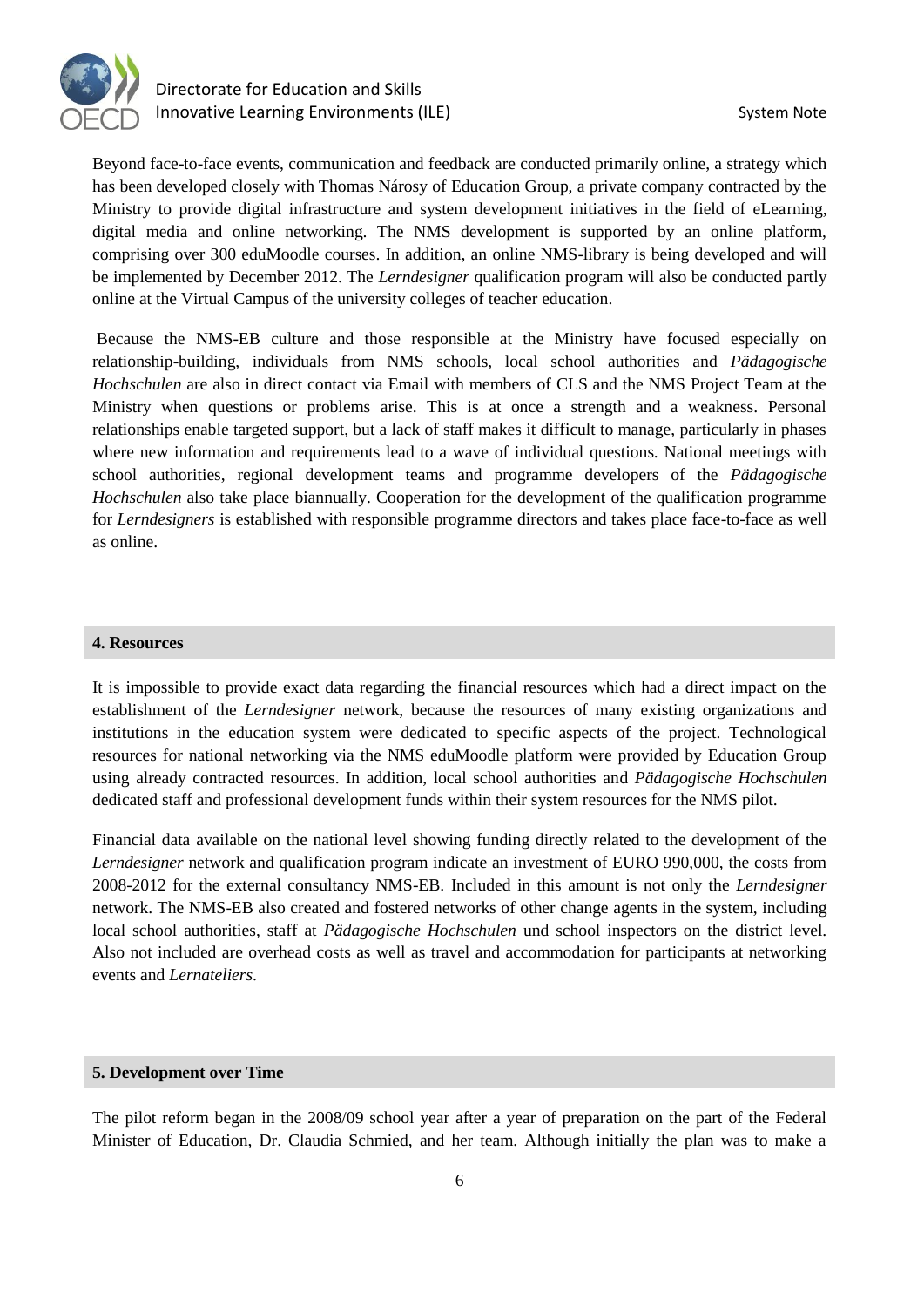Beyond face-to-face events, communication and feedback are conducted primarily online, a strategy which has been developed closely with Thomas Nárosy of Education Group, a private company contracted by the Ministry to provide digital infrastructure and system development initiatives in the field of eLearning, digital media and online networking. The NMS development is supported by an online platform, comprising over 300 eduMoodle courses. In addition, an online NMS-library is being developed and will be implemented by December 2012. The *Lerndesigner* qualification program will also be conducted partly online at the Virtual Campus of the university colleges of teacher education.

Because the NMS-EB culture and those responsible at the Ministry have focused especially on relationship-building, individuals from NMS schools, local school authorities and *Pädagogische Hochschulen* are also in direct contact via Email with members of CLS and the NMS Project Team at the Ministry when questions or problems arise. This is at once a strength and a weakness. Personal relationships enable targeted support, but a lack of staff makes it difficult to manage, particularly in phases where new information and requirements lead to a wave of individual questions. National meetings with school authorities, regional development teams and programme developers of the *Pädagogische Hochschulen* also take place biannually. Cooperation for the development of the qualification programme for *Lerndesigners* is established with responsible programme directors and takes place face-to-face as well as online.

## 4. Resources

It is impossible to provide exact data regarding the financial resources which had a direct impact on the establishment of the *Lerndesigner* network, because the resources of many existing organizations and institutions in the education system were dedicated to specific aspects of the project. Technological resources for national networking via the NMS eduMoodle platform were provided by Education Group using already contracted resources. In addition, local school authorities and *Pädagogische Hochschulen* dedicated staff and professional development funds within their system resources for the NMS pilot.

Financial data available on the national level showing funding directly related to the development of the *Lerndesigner* network and qualification program indicate an investment of EURO 990,000, the costs from 2008-2012 for the external consultancy NMS-EB. Included in this amount is not only the *Lerndesigner* network. The NMS-EB also created and fostered networks of other change agents in the system, including local school authorities, staff at *Pädagogische Hochschulen* und school inspectors on the district level. Also not included are overhead costs as well as travel and accommodation for participants at networking events and *Lernateliers*.

## 5. Development over Time

The pilot reform began in the 2008/09 school year after a year of preparation on the part of the Federal Minister of Education, Dr. Claudia Schmied, and her team. Although initially the plan was to make a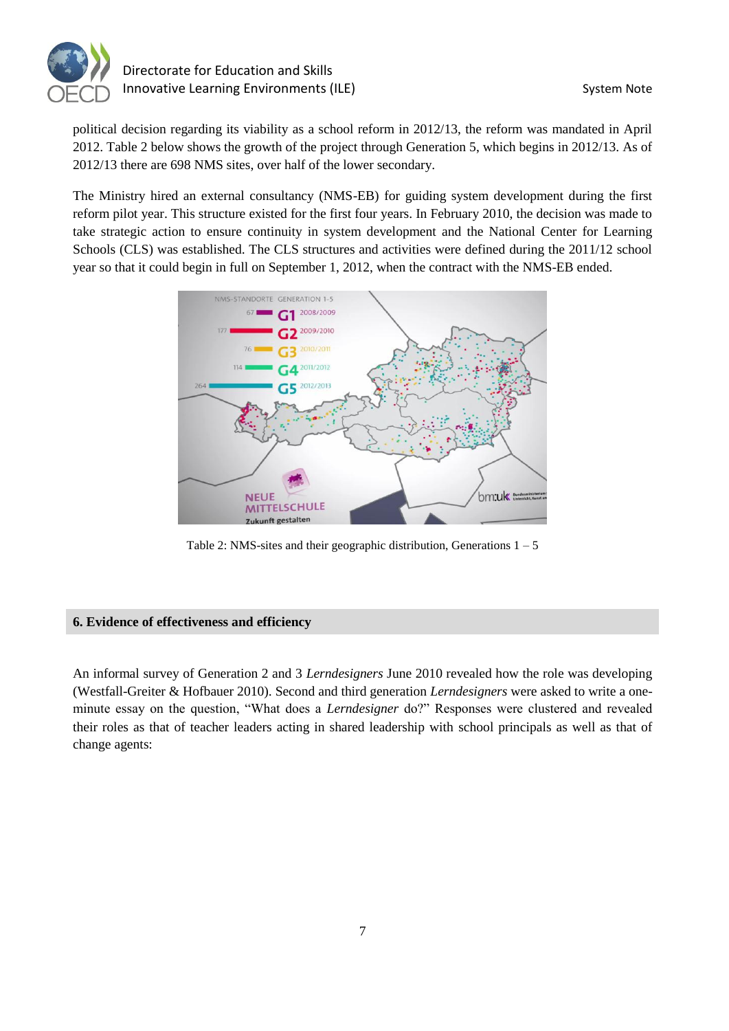political decision regarding its viability as a school reform in 2012/13, the reform was mandated in April 2012. Table 2 below shows the growth of the project through Generation 5, which begins in 2012/13. As of 2012/13 there are 698 NMS sites, over half of the lower secondary.

The Ministry hired an external consultancy (NMS-EB) for guiding system development during the first reform pilot year. This structure existed for the first four years. In February 2010, the decision was made to take strategic action to ensure continuity in system development and the National Center for Learning Schools (CLS) was established. The CLS structures and activities were defined during the 2011/12 school year so that it could begin in full on September 1, 2012, when the contract with the NMS-EB ended.

Table 2: NMS-sites and their geographic distribution, Generations 1 – 5

## 6. Evidence of effectiveness and efficiency

An informal survey of Generation 2 and 3 *Lerndesigners* June 2010 revealed how the role was developing (Westfall-Greiter & Hofbauer 2010). Second and third generation *Lerndesigners* were asked to write a one-minute essay on the question, "What does a *Lerndesigner* do?" Responses were clustered and revealed their roles as that of teacher leaders acting in shared leadership with school principals as well as that of change agents: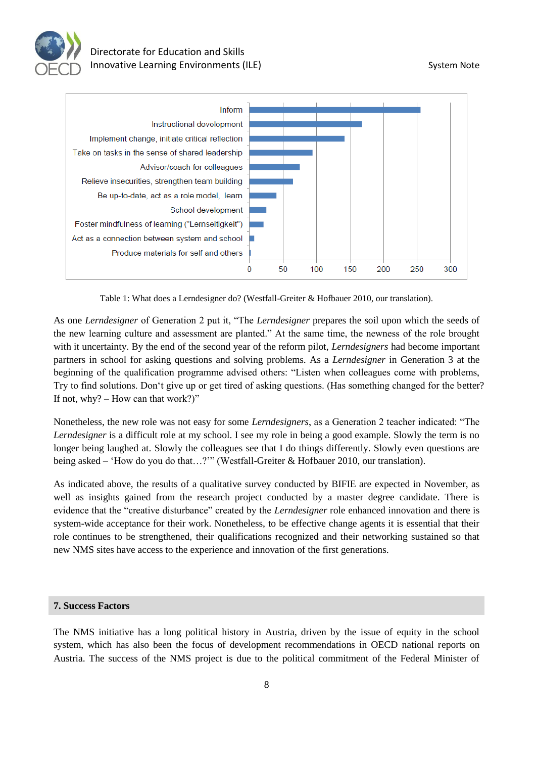Inform
Instructional development
Implement change, initiate critical reflection
Take on tasks in the sense of shared leadership
Advisor/coach for colleagues
Relieve insecurities, strengthen team building
Be up-to-date, act as a role model, learn
School development
Foster mindfulness of learning ("Lernseitigkeit")
Act as a connection between system and school
Produce materials for self and others

0 50 100 150 200 250 300

Table 1: What does a Lerndesigner do? (Westfall-Greiter & Hofbauer 2010, our translation).

As one *Lerndesigner* of Generation 2 put it, "The *Lerndesigner* prepares the soil upon which the seeds of the new learning culture and assessment are planted." At the same time, the newness of the role brought with it uncertainty. By the end of the second year of the reform pilot, *Lerndesigners* had become important partners in school for asking questions and solving problems. As a *Lerndesigner* in Generation 3 at the beginning of the qualification programme advised others: "Listen when colleagues come with problems, Try to find solutions. Don't give up or get tired of asking questions. (Has something changed for the better? If not, why? – How can that work?)"

Nonetheless, the new role was not easy for some *Lerndesigners*, as a Generation 2 teacher indicated: "The *Lerndesigner* is a difficult role at my school. I see my role in being a good example. Slowly the term is no longer being laughed at. Slowly the colleagues see that I do things differently. Slowly even questions are being asked – 'How do you do that…?'" (Westfall-Greiter & Hofbauer 2010, our translation).

As indicated above, the results of a qualitative survey conducted by BIFIE are expected in November, as well as insights gained from the research project conducted by a master degree candidate. There is evidence that the "creative disturbance" created by the *Lerndesigner* role enhanced innovation and there is system-wide acceptance for their work. Nonetheless, to be effective change agents it is essential that their role continues to be strengthened, their qualifications recognized and their networking sustained so that new NMS sites have access to the experience and innovation of the first generations.

## 7. Success Factors

The NMS initiative has a long political history in Austria, driven by the issue of equity in the school system, which has also been the focus of development recommendations in OECD national reports on Austria. The success of the NMS project is due to the political commitment of the Federal Minister of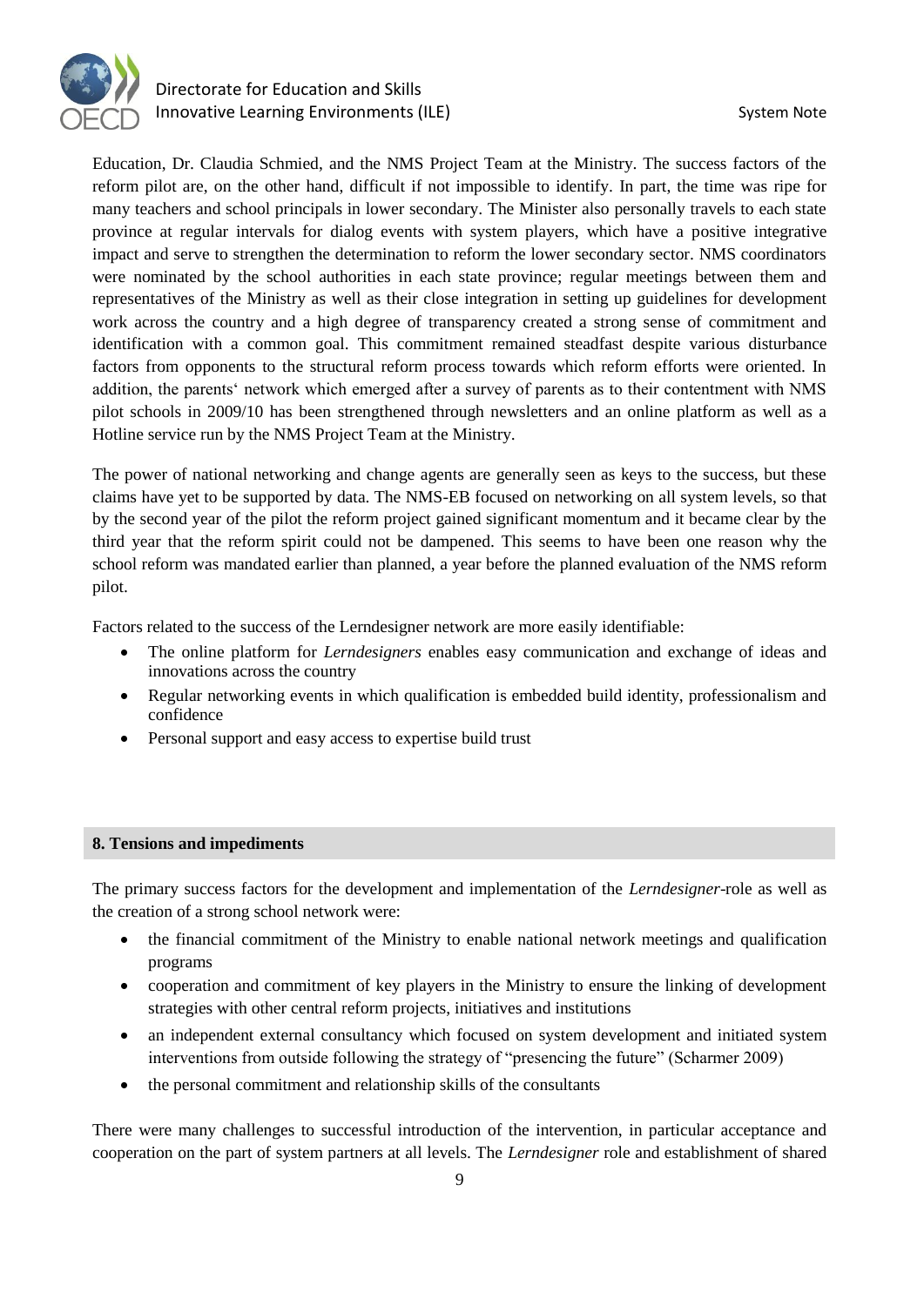Education, Dr. Claudia Schmied, and the NMS Project Team at the Ministry. The success factors of the reform pilot are, on the other hand, difficult if not impossible to identify. In part, the time was ripe for many teachers and school principals in lower secondary. The Minister also personally travels to each state province at regular intervals for dialog events with system players, which have a positive integrative impact and serve to strengthen the determination to reform the lower secondary sector. NMS coordinators were nominated by the school authorities in each state province; regular meetings between them and representatives of the Ministry as well as their close integration in setting up guidelines for development work across the country and a high degree of transparency created a strong sense of commitment and identification with a common goal. This commitment remained steadfast despite various disturbance factors from opponents to the structural reform process towards which reform efforts were oriented. In addition, the parents' network which emerged after a survey of parents as to their contentment with NMS pilot schools in 2009/10 has been strengthened through newsletters and an online platform as well as a Hotline service run by the NMS Project Team at the Ministry.

The power of national networking and change agents are generally seen as keys to the success, but these claims have yet to be supported by data. The NMS-EB focused on networking on all system levels, so that by the second year of the pilot the reform project gained significant momentum and it became clear by the third year that the reform spirit could not be dampened. This seems to have been one reason why the school reform was mandated earlier than planned, a year before the planned evaluation of the NMS reform pilot.

Factors related to the success of the Lerndesigner network are more easily identifiable:

- The online platform for *Lerndesigners* enables easy communication and exchange of ideas and innovations across the country
- Regular networking events in which qualification is embedded build identity, professionalism and confidence
- Personal support and easy access to expertise build trust

## 8. Tensions and impediments

The primary success factors for the development and implementation of the *Lerndesigner*-role as well as the creation of a strong school network were:

- the financial commitment of the Ministry to enable national network meetings and qualification programs
- cooperation and commitment of key players in the Ministry to ensure the linking of development strategies with other central reform projects, initiatives and institutions
- an independent external consultancy which focused on system development and initiated system interventions from outside following the strategy of "presencing the future" (Scharmer 2009)
- the personal commitment and relationship skills of the consultants

There were many challenges to successful introduction of the intervention, in particular acceptance and cooperation on the part of system partners at all levels. The *Lerndesigner* role and establishment of shared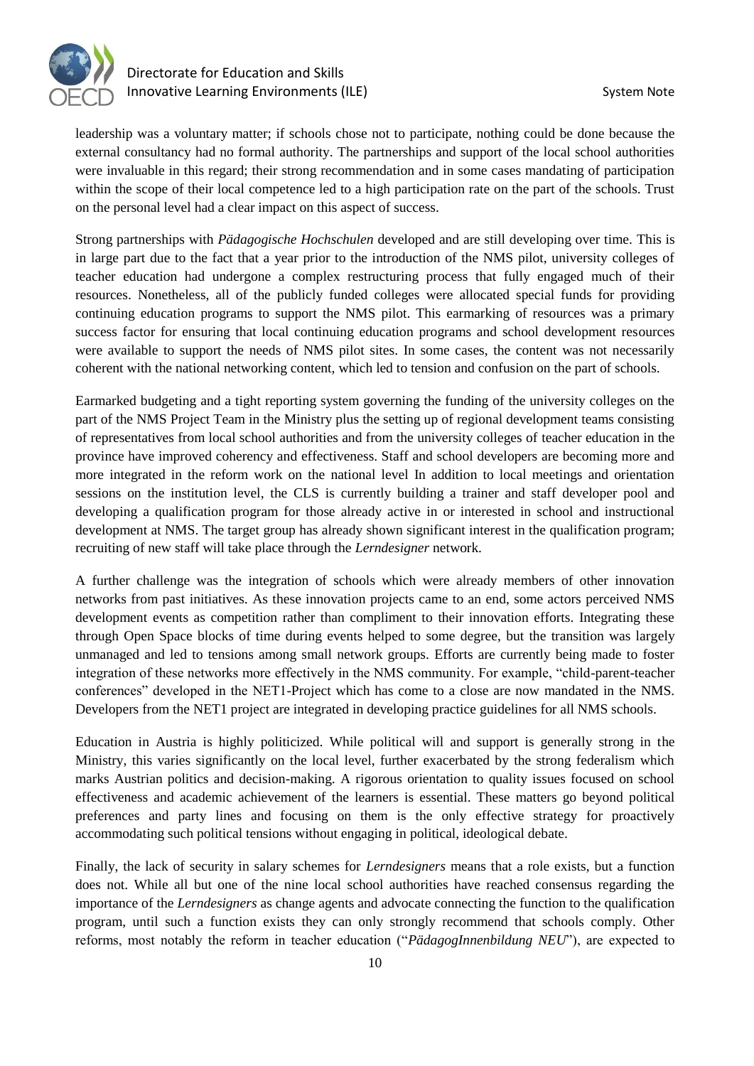leadership was a voluntary matter; if schools chose not to participate, nothing could be done because the external consultancy had no formal authority. The partnerships and support of the local school authorities were invaluable in this regard; their strong recommendation and in some cases mandating of participation within the scope of their local competence led to a high participation rate on the part of the schools. Trust on the personal level had a clear impact on this aspect of success.

Strong partnerships with *Pädagogische Hochschulen* developed and are still developing over time. This is in large part due to the fact that a year prior to the introduction of the NMS pilot, university colleges of teacher education had undergone a complex restructuring process that fully engaged much of their resources. Nonetheless, all of the publicly funded colleges were allocated special funds for providing continuing education programs to support the NMS pilot. This earmarking of resources was a primary success factor for ensuring that local continuing education programs and school development resources were available to support the needs of NMS pilot sites. In some cases, the content was not necessarily coherent with the national networking content, which led to tension and confusion on the part of schools.

Earmarked budgeting and a tight reporting system governing the funding of the university colleges on the part of the NMS Project Team in the Ministry plus the setting up of regional development teams consisting of representatives from local school authorities and from the university colleges of teacher education in the province have improved coherency and effectiveness. Staff and school developers are becoming more and more integrated in the reform work on the national level In addition to local meetings and orientation sessions on the institution level, the CLS is currently building a trainer and staff developer pool and developing a qualification program for those already active in or interested in school and instructional development at NMS. The target group has already shown significant interest in the qualification program; recruiting of new staff will take place through the *Lerndesigner* network.

A further challenge was the integration of schools which were already members of other innovation networks from past initiatives. As these innovation projects came to an end, some actors perceived NMS development events as competition rather than compliment to their innovation efforts. Integrating these through Open Space blocks of time during events helped to some degree, but the transition was largely unmanaged and led to tensions among small network groups. Efforts are currently being made to foster integration of these networks more effectively in the NMS community. For example, "child-parent-teacher conferences" developed in the NET1-Project which has come to a close are now mandated in the NMS. Developers from the NET1 project are integrated in developing practice guidelines for all NMS schools.

Education in Austria is highly politicized. While political will and support is generally strong in the Ministry, this varies significantly on the local level, further exacerbated by the strong federalism which marks Austrian politics and decision-making. A rigorous orientation to quality issues focused on school effectiveness and academic achievement of the learners is essential. These matters go beyond political preferences and party lines and focusing on them is the only effective strategy for proactively accommodating such political tensions without engaging in political, ideological debate.

Finally, the lack of security in salary schemes for *Lerndesigners* means that a role exists, but a function does not. While all but one of the nine local school authorities have reached consensus regarding the importance of the *Lerndesigners* as change agents and advocate connecting the function to the qualification program, until such a function exists they can only strongly recommend that schools comply. Other reforms, most notably the reform in teacher education ("*PädagogInnenbildung NEU*"), are expected to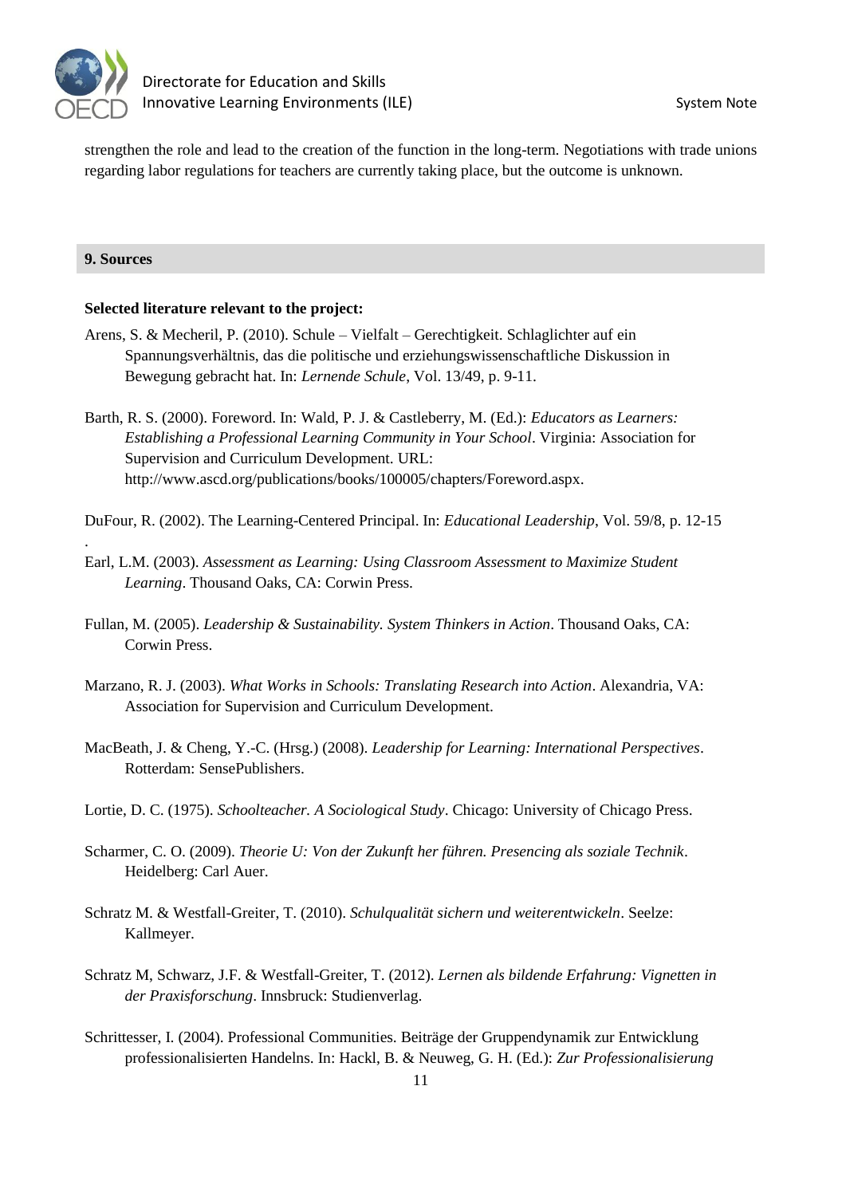strengthen the role and lead to the creation of the function in the long-term. Negotiations with trade unions regarding labor regulations for teachers are currently taking place, but the outcome is unknown.

## 9. Sources

**Selected literature relevant to the project:**

Arens, S. & Mecheril, P. (2010). Schule – Vielfalt – Gerechtigkeit. Schlaglichter auf ein Spannungsverhältnis, das die politische und erziehungswissenschaftliche Diskussion in Bewegung gebracht hat. In: *Lernende Schule*, Vol. 13/49, p. 9-11.

Barth, R. S. (2000). Foreword. In: Wald, P. J. & Castleberry, M. (Ed.): *Educators as Learners: Establishing a Professional Learning Community in Your School*. Virginia: Association for Supervision and Curriculum Development. URL: http://www.ascd.org/publications/books/100005/chapters/Foreword.aspx.

DuFour, R. (2002). The Learning-Centered Principal. In: *Educational Leadership*, Vol. 59/8, p. 12-15.

Earl, L.M. (2003). *Assessment as Learning: Using Classroom Assessment to Maximize Student Learning*. Thousand Oaks, CA: Corwin Press.

Fullan, M. (2005). *Leadership & Sustainability. System Thinkers in Action*. Thousand Oaks, CA: Corwin Press.

Marzano, R. J. (2003). *What Works in Schools: Translating Research into Action*. Alexandria, VA: Association for Supervision and Curriculum Development.

MacBeath, J. & Cheng, Y.-C. (Hrsg.) (2008). *Leadership for Learning: International Perspectives*. Rotterdam: SensePublishers.

Lortie, D. C. (1975). *Schoolteacher. A Sociological Study*. Chicago: University of Chicago Press.

Scharmer, C. O. (2009). *Theorie U: Von der Zukunft her führen. Presencing als soziale Technik*. Heidelberg: Carl Auer.

Schratz M. & Westfall-Greiter, T. (2010). *Schulqualität sichern und weiterentwickeln*. Seelze: Kallmeyer.

Schratz M, Schwarz, J.F. & Westfall-Greiter, T. (2012). *Lernen als bildende Erfahrung: Vignetten in der Praxisforschung*. Innsbruck: Studienverlag.

Schrittesser, I. (2004). Professional Communities. Beiträge der Gruppendynamik zur Entwicklung professionalisierten Handelns. In: Hackl, B. & Neuweg, G. H. (Ed.): *Zur Professionalisierung*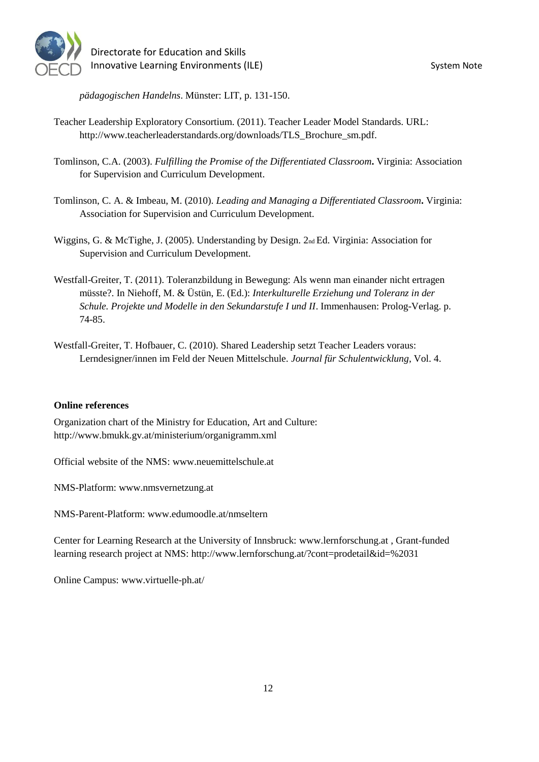*pädagogischen Handelns*. Münster: LIT, p. 131-150.

Teacher Leadership Exploratory Consortium. (2011). Teacher Leader Model Standards. URL: http://www.teacherleaderstandards.org/downloads/TLS_Brochure_sm.pdf.

Tomlinson, C.A. (2003). *Fulfilling the Promise of the Differentiated Classroom***.** Virginia: Association for Supervision and Curriculum Development.

Tomlinson, C. A. & Imbeau, M. (2010). *Leading and Managing a Differentiated Classroom***.** Virginia: Association for Supervision and Curriculum Development.

Wiggins, G. & McTighe, J. (2005). Understanding by Design. 2nd Ed. Virginia: Association for Supervision and Curriculum Development.

Westfall-Greiter, T. (2011). Toleranzbildung in Bewegung: Als wenn man einander nicht ertragen müsste?. In Niehoff, M. & Üstün, E. (Ed.): *Interkulturelle Erziehung und Toleranz in der Schule. Projekte und Modelle in den Sekundarstufe I und II*. Immenhausen: Prolog-Verlag. p. 74-85.

Westfall-Greiter, T. Hofbauer, C. (2010). Shared Leadership setzt Teacher Leaders voraus: Lerndesigner/innen im Feld der Neuen Mittelschule. *Journal für Schulentwicklung*, Vol. 4.

**Online references**

Organization chart of the Ministry for Education, Art and Culture: http://www.bmukk.gv.at/ministerium/organigramm.xml

Official website of the NMS: www.neuemittelschule.at

NMS-Platform: www.nmsvernetzung.at

NMS-Parent-Platform: www.edumoodle.at/nmseltern

Center for Learning Research at the University of Innsbruck: www.lernforschung.at , Grant-funded learning research project at NMS: http://www.lernforschung.at/?cont=prodetail&id=%2031

Online Campus: www.virtuelle-ph.at/